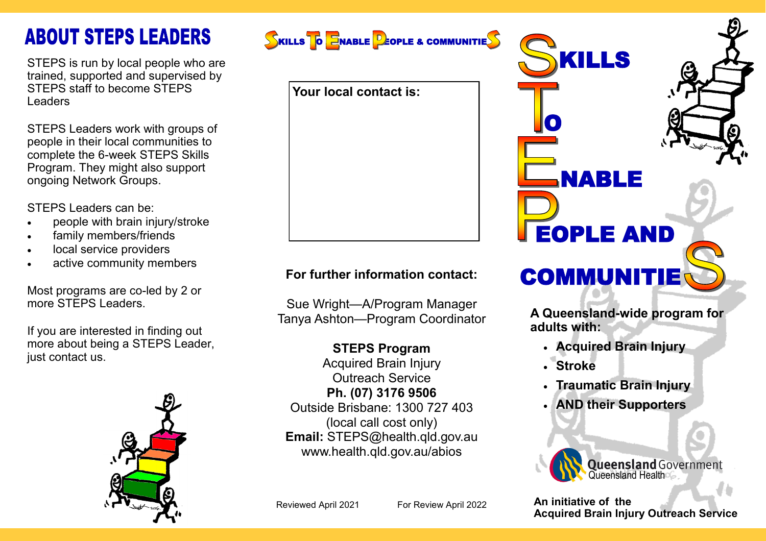# ABOUT STEPS LEADERS

STEPS is run by local people who are trained, supported and supervised by STEPS staff to become STEPS Leaders

STEPS Leaders work with groups of people in their local communities to complete the 6-week STEPS Skills Program. They might also support ongoing Network Groups.

STEPS Leaders can be:

- people with brain injury/stroke
- family members/friends
- local service providers
- active community members

Most programs are co-led by 2 or more STEPS Leaders.

If you are interested in finding out more about being a STEPS Leader, just contact us.

SKILLS TO ENABLE PEOPLE & COMMUNITIES

**Your local contact is:**

**For further information contact:**

Sue Wright—A/Program Manager
Tanya Ashton—Program Coordinator

**STEPS Program**
Acquired Brain Injury
Outreach Service
**Ph. (07) 3176 9506**
Outside Brisbane: 1300 727 403
(local call cost only)
**Email:** STEPS@health.qld.gov.au
www.health.qld.gov.au/abios

Reviewed April 2021 For Review April 2022

# SKILLS TO ENABLE PEOPLE AND COMMUNITIES

**A Queensland-wide program for adults with:**

- **Acquired Brain Injury**
- **Stroke**
- **Traumatic Brain Injury**
- **AND their Supporters**

Queensland Government
Queensland Health

**An initiative of the Acquired Brain Injury Outreach Service**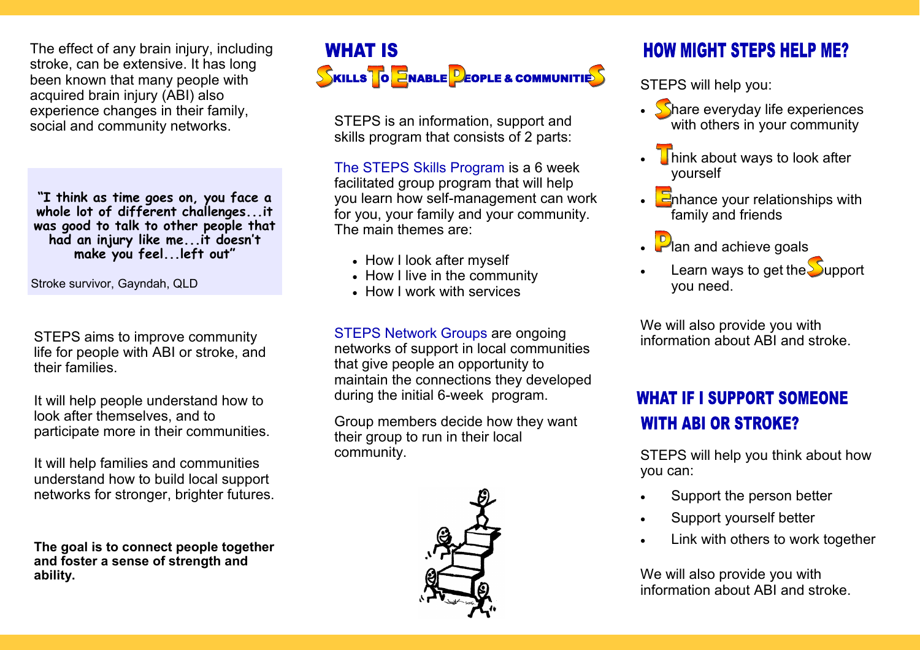The effect of any brain injury, including stroke, can be extensive. It has long been known that many people with acquired brain injury (ABI) also experience changes in their family, social and community networks.

> **"I think as time goes on, you face a whole lot of different challenges...it was good to talk to other people that had an injury like me...it doesn't make you feel...left out"**
>
> Stroke survivor, Gayndah, QLD

STEPS aims to improve community life for people with ABI or stroke, and their families.

It will help people understand how to look after themselves, and to participate more in their communities.

It will help families and communities understand how to build local support networks for stronger, brighter futures.

**The goal is to connect people together and foster a sense of strength and ability.**

## WHAT IS SKILLS TO ENABLE PEOPLE & COMMUNITIES

STEPS is an information, support and skills program that consists of 2 parts:

The STEPS Skills Program is a 6 week facilitated group program that will help you learn how self-management can work for you, your family and your community. The main themes are:

- How I look after myself
- How I live in the community
- How I work with services

STEPS Network Groups are ongoing networks of support in local communities that give people an opportunity to maintain the connections they developed during the initial 6-week program.

Group members decide how they want their group to run in their local community.

## HOW MIGHT STEPS HELP ME?

STEPS will help you:

- Share everyday life experiences with others in your community
- Think about ways to look after yourself
- Enhance your relationships with family and friends
- Plan and achieve goals
- Learn ways to get the Support you need.

We will also provide you with information about ABI and stroke.

## WHAT IF I SUPPORT SOMEONE WITH ABI OR STROKE?

STEPS will help you think about how you can:

- Support the person better
- Support yourself better
- Link with others to work together

We will also provide you with information about ABI and stroke.